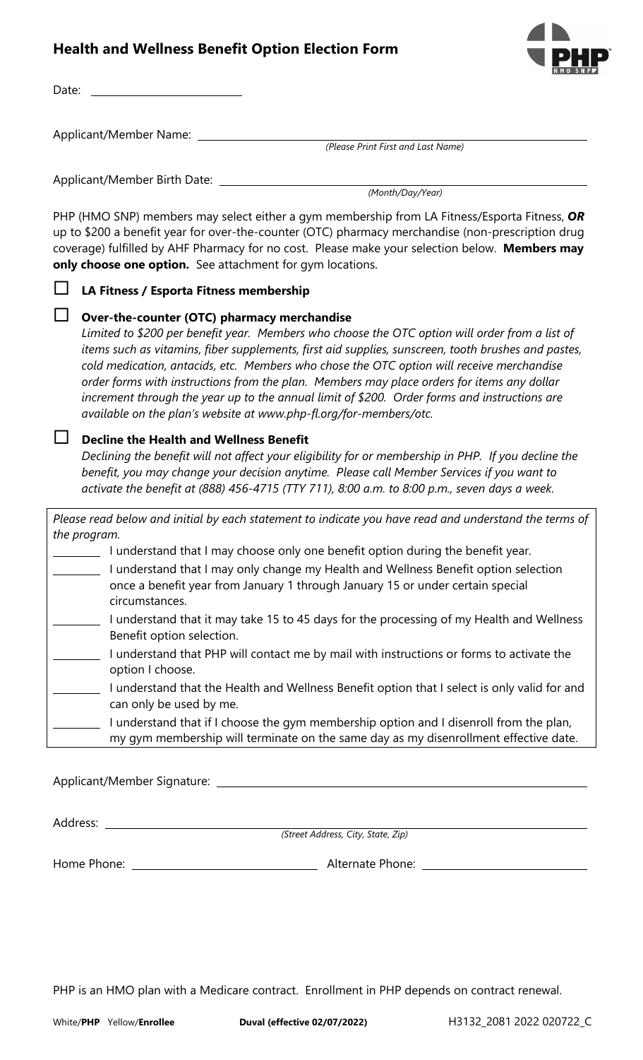## Health and Wellness Benefit Option Election Form

Date: ______________________

Applicant/Member Name: ____________________________________________
*(Please Print First and Last Name)*

Applicant/Member Birth Date: ____________________________________________
*(Month/Day/Year)*

PHP (HMO SNP) members may select either a gym membership from LA Fitness/Esporta Fitness, ***OR*** up to $200 a benefit year for over-the-counter (OTC) pharmacy merchandise (non-prescription drug coverage) fulfilled by AHF Pharmacy for no cost. Please make your selection below. **Members may only choose one option.** See attachment for gym locations.

☐ **LA Fitness / Esporta Fitness membership**

☐ **Over-the-counter (OTC) pharmacy merchandise**
*Limited to $200 per benefit year. Members who choose the OTC option will order from a list of items such as vitamins, fiber supplements, first aid supplies, sunscreen, tooth brushes and pastes, cold medication, antacids, etc. Members who chose the OTC option will receive merchandise order forms with instructions from the plan. Members may place orders for items any dollar increment through the year up to the annual limit of $200. Order forms and instructions are available on the plan's website at www.php-fl.org/for-members/otc.*

☐ **Decline the Health and Wellness Benefit**
*Declining the benefit will not affect your eligibility for or membership in PHP. If you decline the benefit, you may change your decision anytime. Please call Member Services if you want to activate the benefit at (888) 456-4715 (TTY 711), 8:00 a.m. to 8:00 p.m., seven days a week.*

*Please read below and initial by each statement to indicate you have read and understand the terms of the program.*

_______ I understand that I may choose only one benefit option during the benefit year.

_______ I understand that I may only change my Health and Wellness Benefit option selection once a benefit year from January 1 through January 15 or under certain special circumstances.

_______ I understand that it may take 15 to 45 days for the processing of my Health and Wellness Benefit option selection.

_______ I understand that PHP will contact me by mail with instructions or forms to activate the option I choose.

_______ I understand that the Health and Wellness Benefit option that I select is only valid for and can only be used by me.

_______ I understand that if I choose the gym membership option and I disenroll from the plan, my gym membership will terminate on the same day as my disenrollment effective date.

Applicant/Member Signature: ____________________________________________

Address: ____________________________________________
*(Street Address, City, State, Zip)*

Home Phone: ______________________ Alternate Phone: ______________________

PHP is an HMO plan with a Medicare contract. Enrollment in PHP depends on contract renewal.

White/**PHP** Yellow/**Enrollee** **Duval (effective 02/07/2022)** H3132_2081 2022 020722_C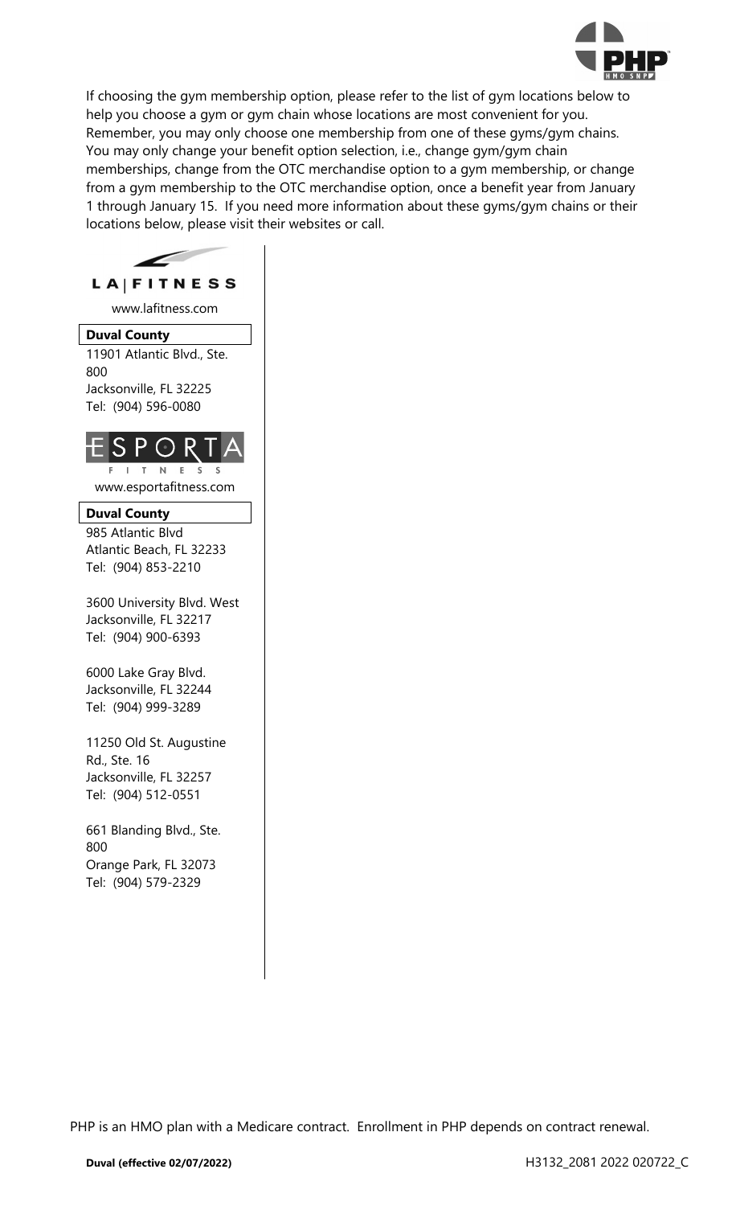If choosing the gym membership option, please refer to the list of gym locations below to help you choose a gym or gym chain whose locations are most convenient for you. Remember, you may only choose one membership from one of these gyms/gym chains. You may only change your benefit option selection, i.e., change gym/gym chain memberships, change from the OTC merchandise option to a gym membership, or change from a gym membership to the OTC merchandise option, once a benefit year from January 1 through January 15. If you need more information about these gyms/gym chains or their locations below, please visit their websites or call.

## LA | FITNESS

www.lafitness.com

**Duval County**

11901 Atlantic Blvd., Ste. 800
Jacksonville, FL 32225
Tel: (904) 596-0080

## ESPORTA FITNESS

www.esportafitness.com

**Duval County**

985 Atlantic Blvd
Atlantic Beach, FL 32233
Tel: (904) 853-2210

3600 University Blvd. West
Jacksonville, FL 32217
Tel: (904) 900-6393

6000 Lake Gray Blvd.
Jacksonville, FL 32244
Tel: (904) 999-3289

11250 Old St. Augustine Rd., Ste. 16
Jacksonville, FL 32257
Tel: (904) 512-0551

661 Blanding Blvd., Ste. 800
Orange Park, FL 32073
Tel: (904) 579-2329

PHP is an HMO plan with a Medicare contract. Enrollment in PHP depends on contract renewal.

**Duval (effective 02/07/2022)** H3132_2081 2022 020722_C